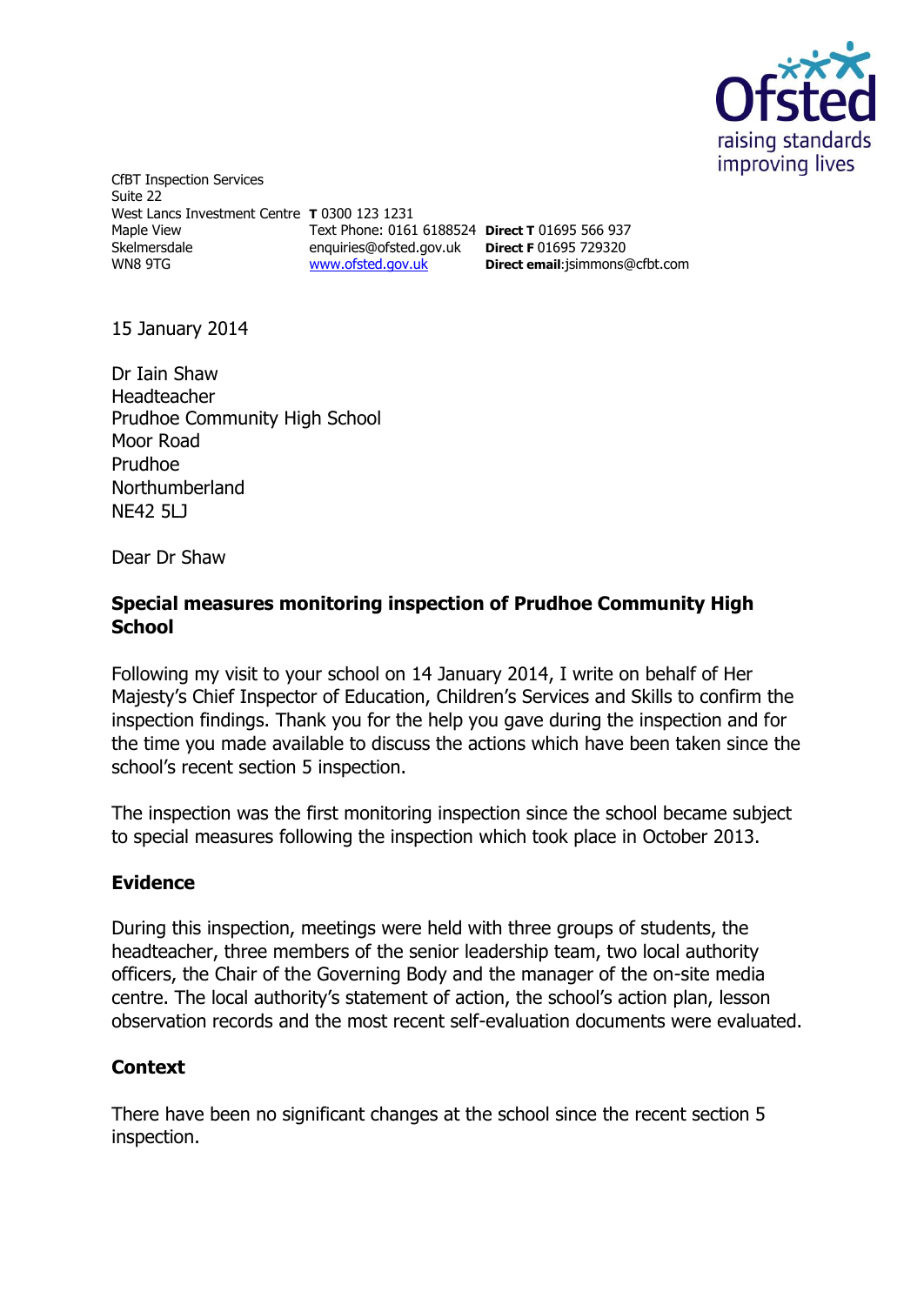CfBT Inspection Services
Suite 22
West Lancs Investment Centre
Maple View
Skelmersdale
WN8 9TG

**T** 0300 123 1231
Text Phone: 0161 6188524
enquiries@ofsted.gov.uk
www.ofsted.gov.uk

**Direct T** 01695 566 937
**Direct F** 01695 729320
**Direct email**:jsimmons@cfbt.com

15 January 2014

Dr Iain Shaw
Headteacher
Prudhoe Community High School
Moor Road
Prudhoe
Northumberland
NE42 5LJ

Dear Dr Shaw

**Special measures monitoring inspection of Prudhoe Community High School**

Following my visit to your school on 14 January 2014, I write on behalf of Her Majesty's Chief Inspector of Education, Children's Services and Skills to confirm the inspection findings. Thank you for the help you gave during the inspection and for the time you made available to discuss the actions which have been taken since the school's recent section 5 inspection.

The inspection was the first monitoring inspection since the school became subject to special measures following the inspection which took place in October 2013.

## Evidence

During this inspection, meetings were held with three groups of students, the headteacher, three members of the senior leadership team, two local authority officers, the Chair of the Governing Body and the manager of the on-site media centre. The local authority's statement of action, the school's action plan, lesson observation records and the most recent self-evaluation documents were evaluated.

## Context

There have been no significant changes at the school since the recent section 5 inspection.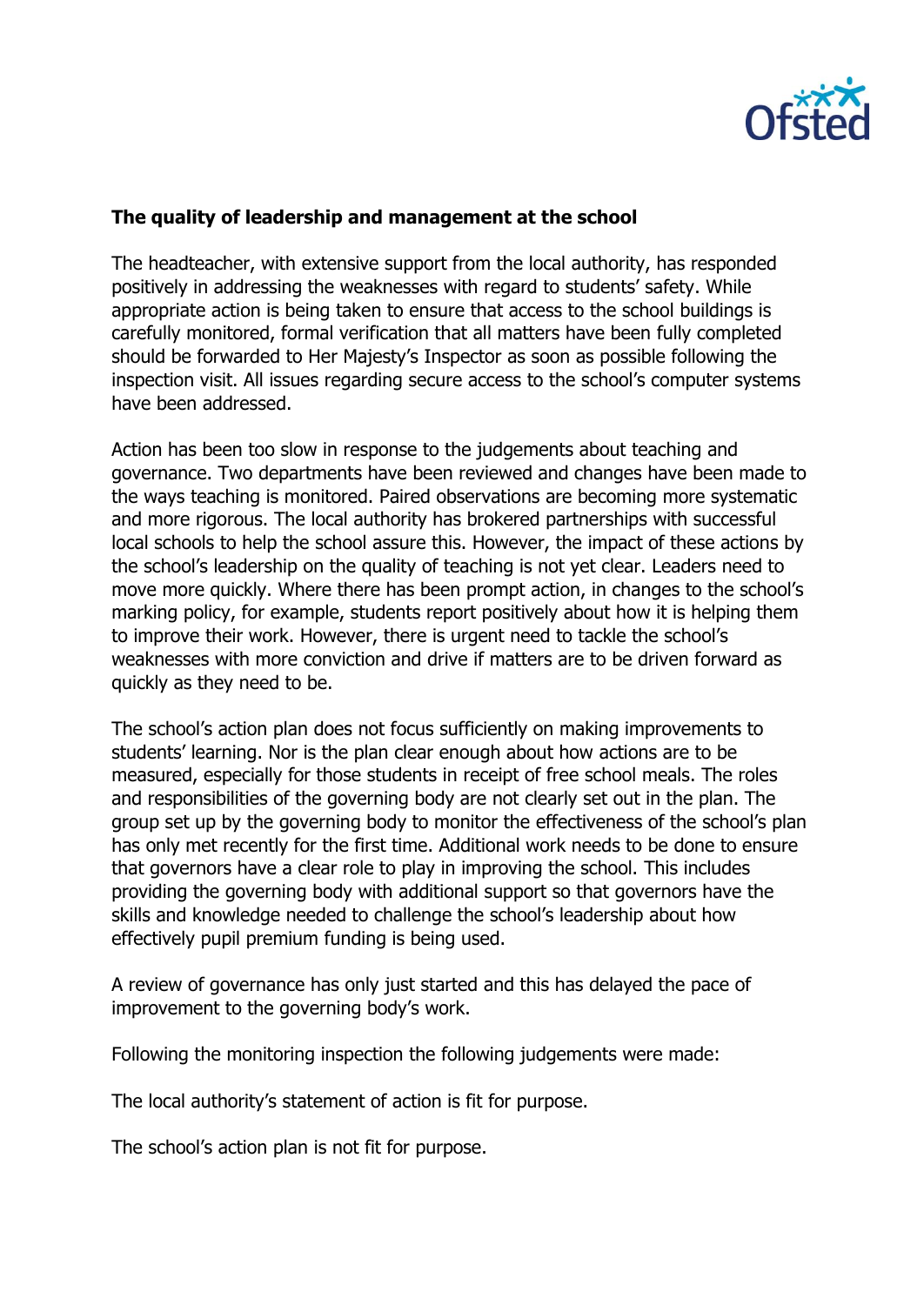**The quality of leadership and management at the school**

The headteacher, with extensive support from the local authority, has responded positively in addressing the weaknesses with regard to students' safety. While appropriate action is being taken to ensure that access to the school buildings is carefully monitored, formal verification that all matters have been fully completed should be forwarded to Her Majesty's Inspector as soon as possible following the inspection visit. All issues regarding secure access to the school's computer systems have been addressed.

Action has been too slow in response to the judgements about teaching and governance. Two departments have been reviewed and changes have been made to the ways teaching is monitored. Paired observations are becoming more systematic and more rigorous. The local authority has brokered partnerships with successful local schools to help the school assure this. However, the impact of these actions by the school's leadership on the quality of teaching is not yet clear. Leaders need to move more quickly. Where there has been prompt action, in changes to the school's marking policy, for example, students report positively about how it is helping them to improve their work. However, there is urgent need to tackle the school's weaknesses with more conviction and drive if matters are to be driven forward as quickly as they need to be.

The school's action plan does not focus sufficiently on making improvements to students' learning. Nor is the plan clear enough about how actions are to be measured, especially for those students in receipt of free school meals. The roles and responsibilities of the governing body are not clearly set out in the plan. The group set up by the governing body to monitor the effectiveness of the school's plan has only met recently for the first time. Additional work needs to be done to ensure that governors have a clear role to play in improving the school. This includes providing the governing body with additional support so that governors have the skills and knowledge needed to challenge the school's leadership about how effectively pupil premium funding is being used.

A review of governance has only just started and this has delayed the pace of improvement to the governing body's work.

Following the monitoring inspection the following judgements were made:

The local authority's statement of action is fit for purpose.

The school's action plan is not fit for purpose.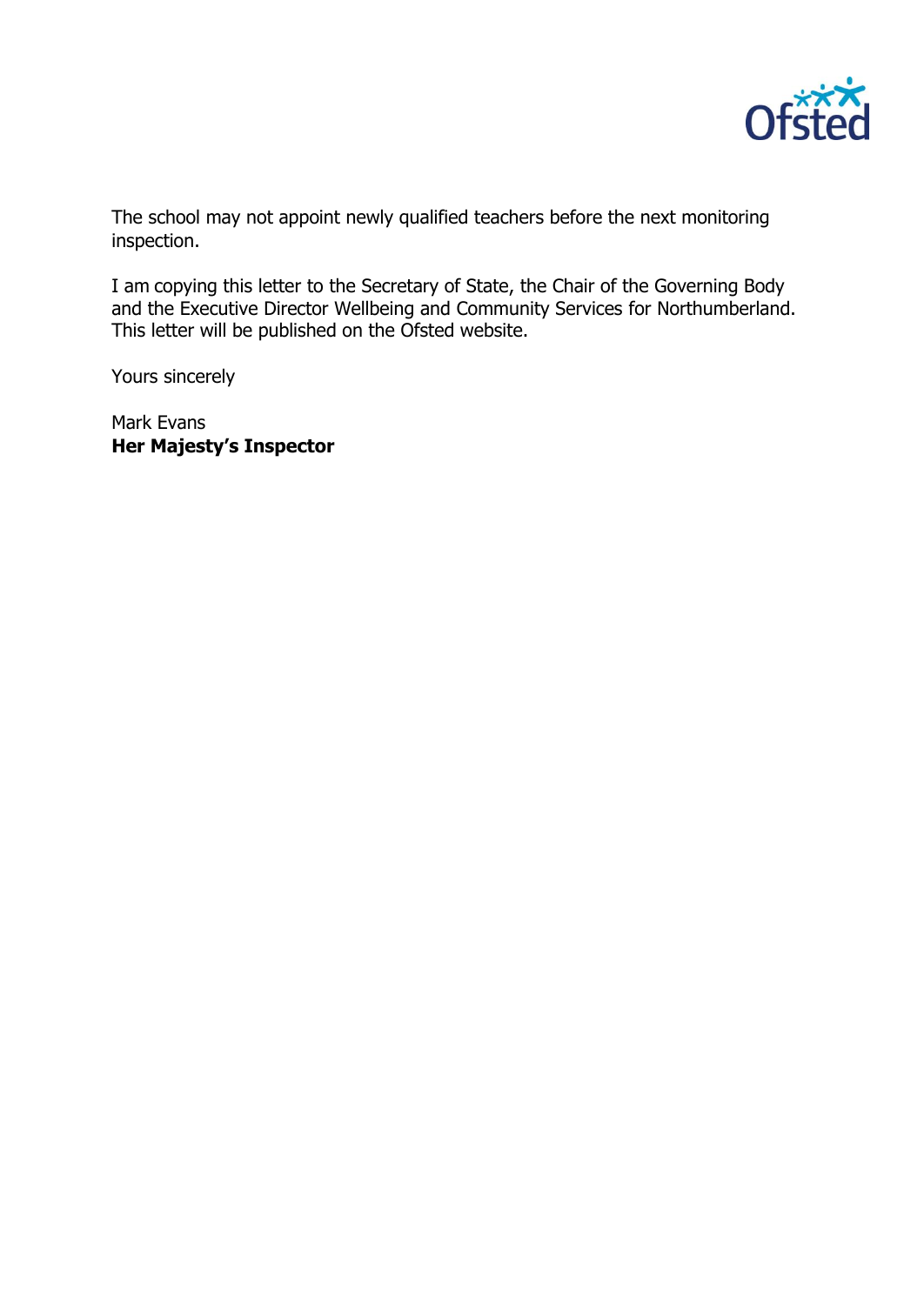The school may not appoint newly qualified teachers before the next monitoring inspection.

I am copying this letter to the Secretary of State, the Chair of the Governing Body and the Executive Director Wellbeing and Community Services for Northumberland. This letter will be published on the Ofsted website.

Yours sincerely

Mark Evans
**Her Majesty's Inspector**